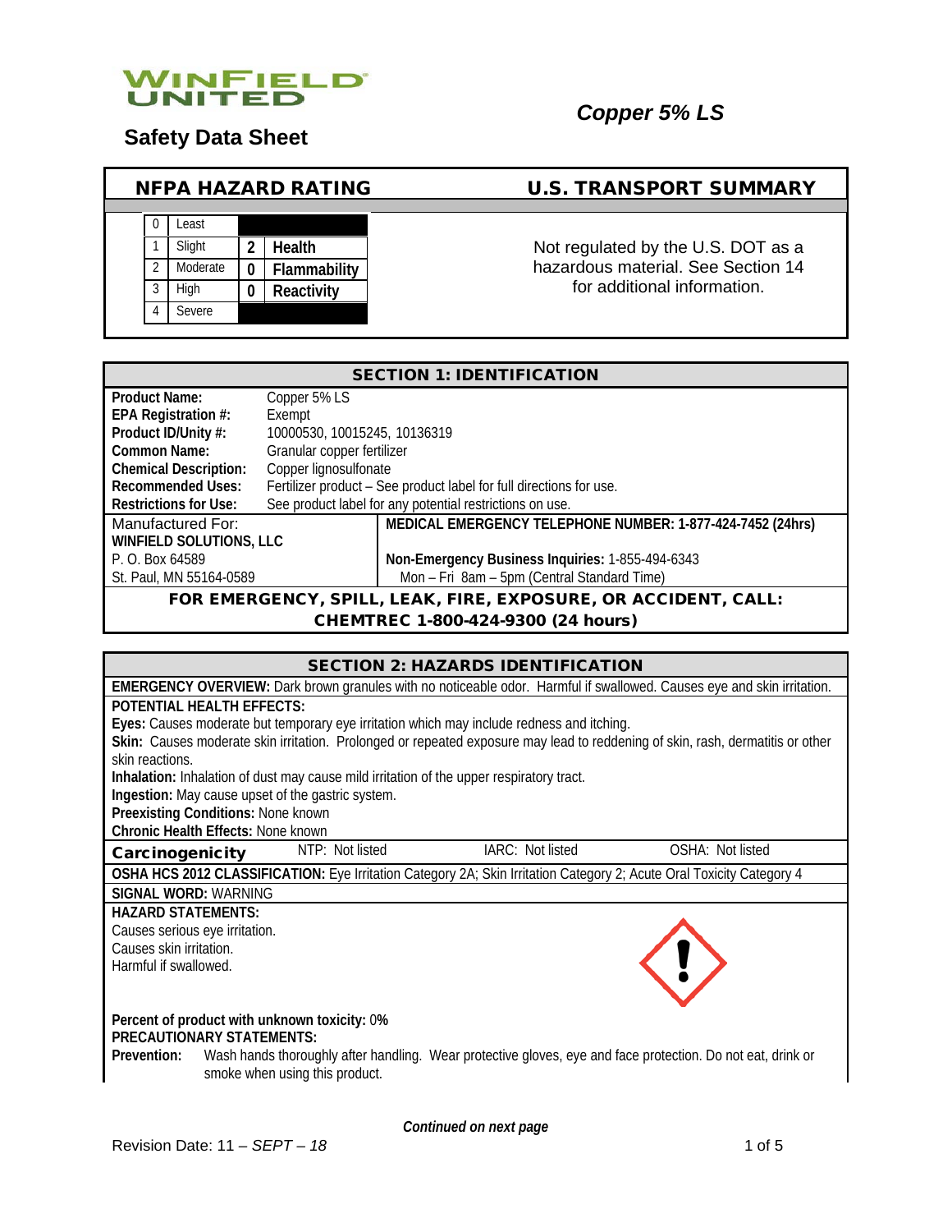WINFIELD UNITED

## Safety Data Sheet

# Copper 5% LS

## NFPA HAZARD RATING

| | | | |
|---|---|---|---|
| 0 | Least | | |
| 1 | Slight | 2 | Health |
| 2 | Moderate | 0 | Flammability |
| 3 | High | 0 | Reactivity |
| 4 | Severe | | |

## U.S. TRANSPORT SUMMARY

Not regulated by the U.S. DOT as a hazardous material. See Section 14 for additional information.

## SECTION 1: IDENTIFICATION

**Product Name:** Copper 5% LS
**EPA Registration #:** Exempt
**Product ID/Unity #:** 10000530, 10015245, 10136319
**Common Name:** Granular copper fertilizer
**Chemical Description:** Copper lignosulfonate
**Recommended Uses:** Fertilizer product – See product label for full directions for use.
**Restrictions for Use:** See product label for any potential restrictions on use.

Manufactured For:
**WINFIELD SOLUTIONS, LLC**
P. O. Box 64589
St. Paul, MN 55164-0589

**MEDICAL EMERGENCY TELEPHONE NUMBER: 1-877-424-7452 (24hrs)**

**Non-Emergency Business Inquiries:** 1-855-494-6343
Mon – Fri 8am – 5pm (Central Standard Time)

**FOR EMERGENCY, SPILL, LEAK, FIRE, EXPOSURE, OR ACCIDENT, CALL: CHEMTREC 1-800-424-9300 (24 hours)**

## SECTION 2: HAZARDS IDENTIFICATION

**EMERGENCY OVERVIEW:** Dark brown granules with no noticeable odor. Harmful if swallowed. Causes eye and skin irritation.

**POTENTIAL HEALTH EFFECTS:**
**Eyes:** Causes moderate but temporary eye irritation which may include redness and itching.
**Skin:** Causes moderate skin irritation. Prolonged or repeated exposure may lead to reddening of skin, rash, dermatitis or other skin reactions.
**Inhalation:** Inhalation of dust may cause mild irritation of the upper respiratory tract.
**Ingestion:** May cause upset of the gastric system.
**Preexisting Conditions:** None known
**Chronic Health Effects:** None known

| **Carcinogenicity** | NTP: Not listed | IARC: Not listed | OSHA: Not listed |
|---|---|---|---|

**OSHA HCS 2012 CLASSIFICATION:** Eye Irritation Category 2A; Skin Irritation Category 2; Acute Oral Toxicity Category 4

**SIGNAL WORD:** WARNING

**HAZARD STATEMENTS:**
Causes serious eye irritation.
Causes skin irritation.
Harmful if swallowed.

**Percent of product with unknown toxicity:** 0%

**PRECAUTIONARY STATEMENTS:**
**Prevention:** Wash hands thoroughly after handling. Wear protective gloves, eye and face protection. Do not eat, drink or smoke when using this product.

*Continued on next page*

Revision Date: 11 – *SEPT – 18*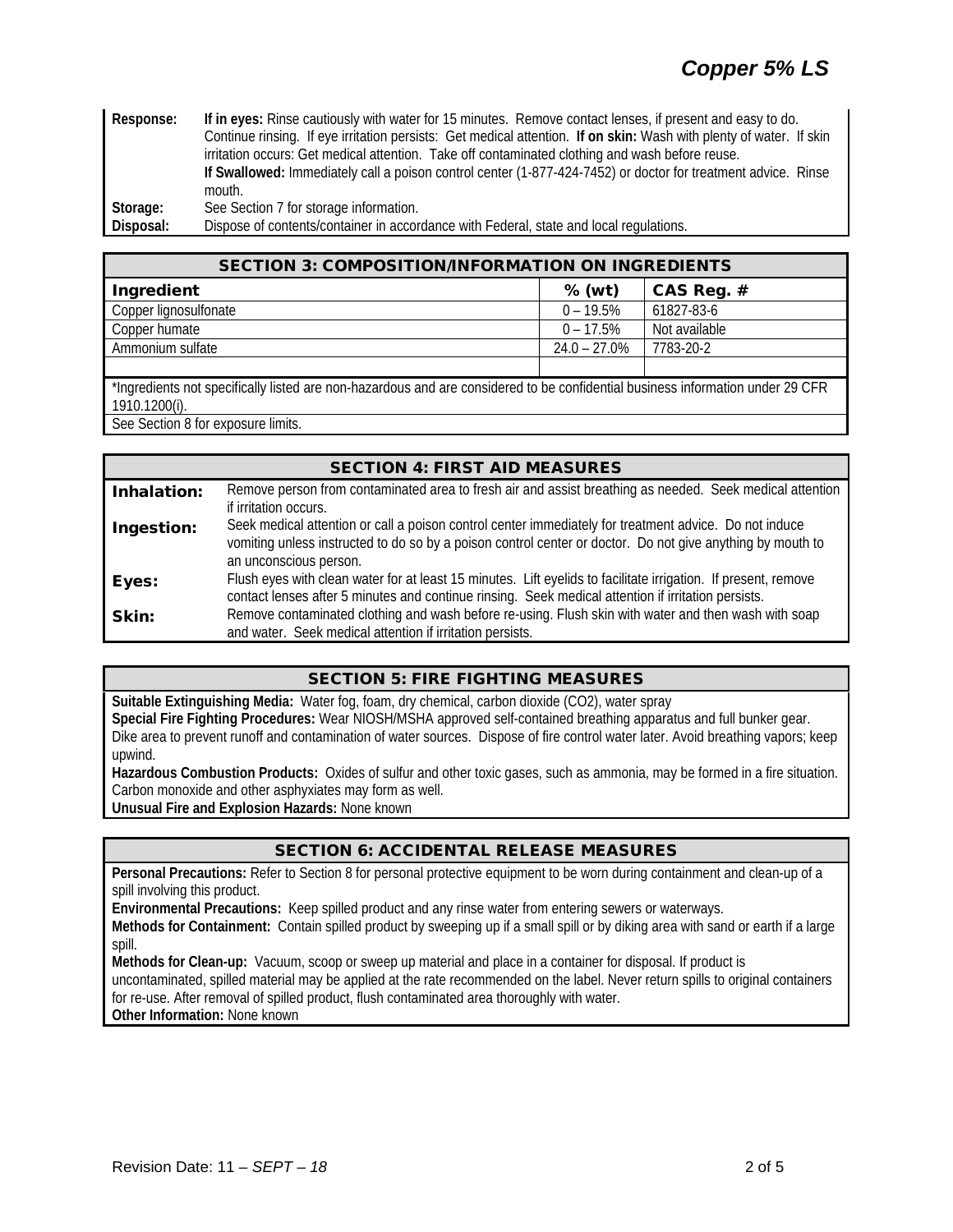| | |
|---|---|
| **Response:** | **If in eyes:** Rinse cautiously with water for 15 minutes. Remove contact lenses, if present and easy to do. Continue rinsing. If eye irritation persists: Get medical attention. **If on skin:** Wash with plenty of water. If skin irritation occurs: Get medical attention. Take off contaminated clothing and wash before reuse. **If Swallowed:** Immediately call a poison control center (1-877-424-7452) or doctor for treatment advice. Rinse mouth. |
| **Storage:** | See Section 7 for storage information. |
| **Disposal:** | Dispose of contents/container in accordance with Federal, state and local regulations. |

## SECTION 3: COMPOSITION/INFORMATION ON INGREDIENTS

| Ingredient | % (wt) | CAS Reg. # |
|---|---|---|
| Copper lignosulfonate | 0 – 19.5% | 61827-83-6 |
| Copper humate | 0 – 17.5% | Not available |
| Ammonium sulfate | 24.0 – 27.0% | 7783-20-2 |
| | | |

*Ingredients not specifically listed are non-hazardous and are considered to be confidential business information under 29 CFR 1910.1200(i).

See Section 8 for exposure limits.

## SECTION 4: FIRST AID MEASURES

**Inhalation:** Remove person from contaminated area to fresh air and assist breathing as needed. Seek medical attention if irritation occurs.

**Ingestion:** Seek medical attention or call a poison control center immediately for treatment advice. Do not induce vomiting unless instructed to do so by a poison control center or doctor. Do not give anything by mouth to an unconscious person.

**Eyes:** Flush eyes with clean water for at least 15 minutes. Lift eyelids to facilitate irrigation. If present, remove contact lenses after 5 minutes and continue rinsing. Seek medical attention if irritation persists.

**Skin:** Remove contaminated clothing and wash before re-using. Flush skin with water and then wash with soap and water. Seek medical attention if irritation persists.

## SECTION 5: FIRE FIGHTING MEASURES

**Suitable Extinguishing Media:** Water fog, foam, dry chemical, carbon dioxide ($CO_2$), water spray

**Special Fire Fighting Procedures:** Wear NIOSH/MSHA approved self-contained breathing apparatus and full bunker gear. Dike area to prevent runoff and contamination of water sources. Dispose of fire control water later. Avoid breathing vapors; keep upwind.

**Hazardous Combustion Products:** Oxides of sulfur and other toxic gases, such as ammonia, may be formed in a fire situation. Carbon monoxide and other asphyxiates may form as well.

**Unusual Fire and Explosion Hazards:** None known

## SECTION 6: ACCIDENTAL RELEASE MEASURES

**Personal Precautions:** Refer to Section 8 for personal protective equipment to be worn during containment and clean-up of a spill involving this product.

**Environmental Precautions:** Keep spilled product and any rinse water from entering sewers or waterways.

**Methods for Containment:** Contain spilled product by sweeping up if a small spill or by diking area with sand or earth if a large spill.

**Methods for Clean-up:** Vacuum, scoop or sweep up material and place in a container for disposal. If product is uncontaminated, spilled material may be applied at the rate recommended on the label. Never return spills to original containers for re-use. After removal of spilled product, flush contaminated area thoroughly with water.

**Other Information:** None known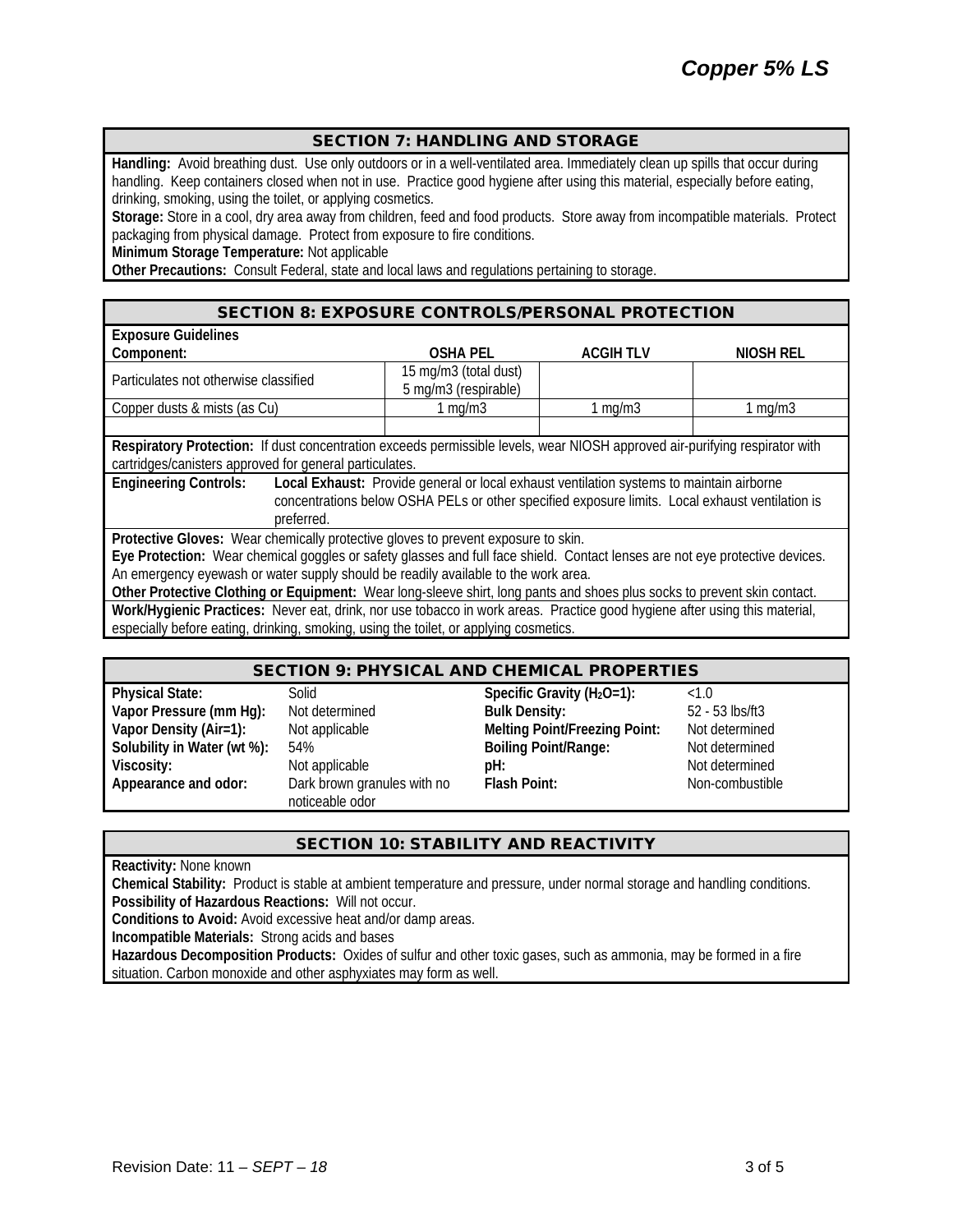## SECTION 7: HANDLING AND STORAGE

**Handling:** Avoid breathing dust. Use only outdoors or in a well-ventilated area. Immediately clean up spills that occur during handling. Keep containers closed when not in use. Practice good hygiene after using this material, especially before eating, drinking, smoking, using the toilet, or applying cosmetics.

**Storage:** Store in a cool, dry area away from children, feed and food products. Store away from incompatible materials. Protect packaging from physical damage. Protect from exposure to fire conditions.

**Minimum Storage Temperature:** Not applicable

**Other Precautions:** Consult Federal, state and local laws and regulations pertaining to storage.

## SECTION 8: EXPOSURE CONTROLS/PERSONAL PROTECTION

**Exposure Guidelines**

| Component: | OSHA PEL | ACGIH TLV | NIOSH REL |
|---|---|---|---|
| Particulates not otherwise classified | 15 mg/m3 (total dust) 5 mg/m3 (respirable) | | |
| Copper dusts & mists (as Cu) | 1 mg/m3 | 1 mg/m3 | 1 mg/m3 |
| | | | |

**Respiratory Protection:** If dust concentration exceeds permissible levels, wear NIOSH approved air-purifying respirator with cartridges/canisters approved for general particulates.

**Engineering Controls:** **Local Exhaust:** Provide general or local exhaust ventilation systems to maintain airborne concentrations below OSHA PELs or other specified exposure limits. Local exhaust ventilation is preferred.

**Protective Gloves:** Wear chemically protective gloves to prevent exposure to skin.

**Eye Protection:** Wear chemical goggles or safety glasses and full face shield. Contact lenses are not eye protective devices. An emergency eyewash or water supply should be readily available to the work area.

**Other Protective Clothing or Equipment:** Wear long-sleeve shirt, long pants and shoes plus socks to prevent skin contact.

**Work/Hygienic Practices:** Never eat, drink, nor use tobacco in work areas. Practice good hygiene after using this material, especially before eating, drinking, smoking, using the toilet, or applying cosmetics.

## SECTION 9: PHYSICAL AND CHEMICAL PROPERTIES

| | | | |
|---|---|---|---|
| **Physical State:** | Solid | **Specific Gravity ($H_2O$=1):** | <1.0 |
| **Vapor Pressure (mm Hg):** | Not determined | **Bulk Density:** | 52 - 53 lbs/ft3 |
| **Vapor Density (Air=1):** | Not applicable | **Melting Point/Freezing Point:** | Not determined |
| **Solubility in Water (wt %):** | 54% | **Boiling Point/Range:** | Not determined |
| **Viscosity:** | Not applicable | **pH:** | Not determined |
| **Appearance and odor:** | Dark brown granules with no noticeable odor | **Flash Point:** | Non-combustible |

## SECTION 10: STABILITY AND REACTIVITY

**Reactivity:** None known

**Chemical Stability:** Product is stable at ambient temperature and pressure, under normal storage and handling conditions.

**Possibility of Hazardous Reactions:** Will not occur.

**Conditions to Avoid:** Avoid excessive heat and/or damp areas.

**Incompatible Materials:** Strong acids and bases

**Hazardous Decomposition Products:** Oxides of sulfur and other toxic gases, such as ammonia, may be formed in a fire situation. Carbon monoxide and other asphyxiates may form as well.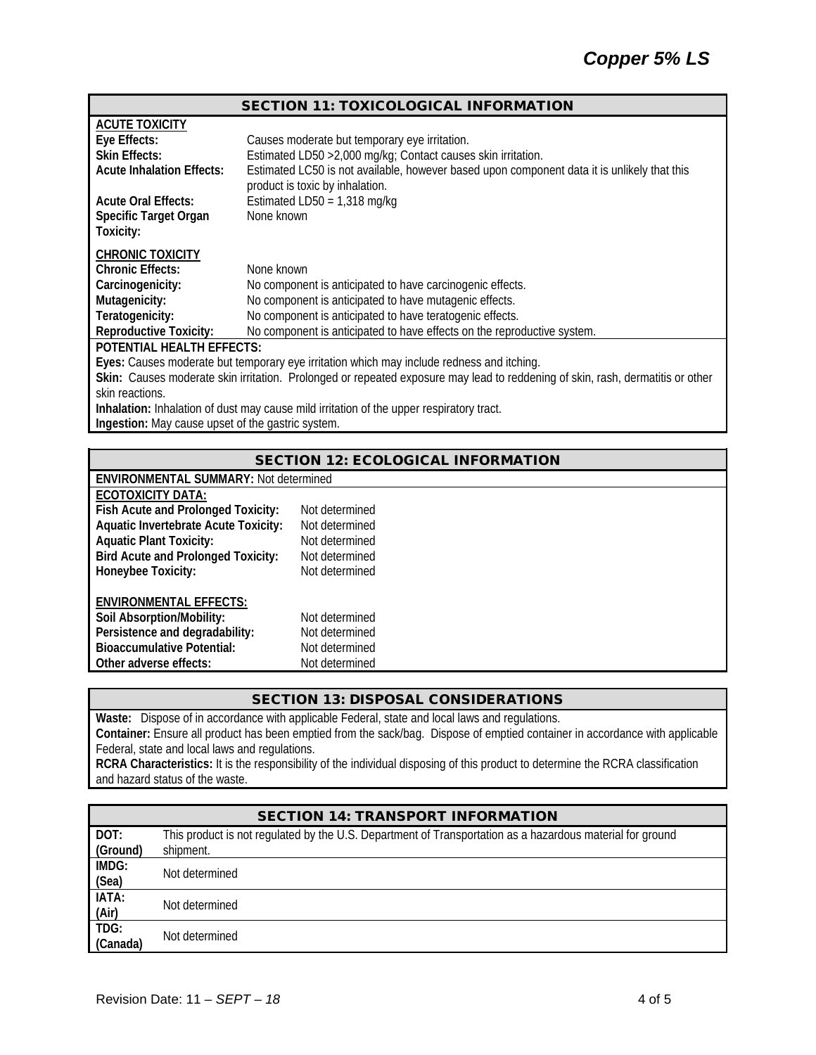## SECTION 11: TOXICOLOGICAL INFORMATION

**ACUTE TOXICITY**

| | |
|---|---|
| **Eye Effects:** | Causes moderate but temporary eye irritation. |
| **Skin Effects:** | Estimated LD50 >2,000 mg/kg; Contact causes skin irritation. |
| **Acute Inhalation Effects:** | Estimated LC50 is not available, however based upon component data it is unlikely that this product is toxic by inhalation. |
| **Acute Oral Effects:** | Estimated LD50 = 1,318 mg/kg |
| **Specific Target Organ Toxicity:** | None known |

**CHRONIC TOXICITY**

| | |
|---|---|
| **Chronic Effects:** | None known |
| **Carcinogenicity:** | No component is anticipated to have carcinogenic effects. |
| **Mutagenicity:** | No component is anticipated to have mutagenic effects. |
| **Teratogenicity:** | No component is anticipated to have teratogenic effects. |
| **Reproductive Toxicity:** | No component is anticipated to have effects on the reproductive system. |

**POTENTIAL HEALTH EFFECTS:**

**Eyes:** Causes moderate but temporary eye irritation which may include redness and itching.

**Skin:** Causes moderate skin irritation. Prolonged or repeated exposure may lead to reddening of skin, rash, dermatitis or other skin reactions.

**Inhalation:** Inhalation of dust may cause mild irritation of the upper respiratory tract.

**Ingestion:** May cause upset of the gastric system.

## SECTION 12: ECOLOGICAL INFORMATION

**ENVIRONMENTAL SUMMARY:** Not determined

**ECOTOXICITY DATA:**

| | |
|---|---|
| **Fish Acute and Prolonged Toxicity:** | Not determined |
| **Aquatic Invertebrate Acute Toxicity:** | Not determined |
| **Aquatic Plant Toxicity:** | Not determined |
| **Bird Acute and Prolonged Toxicity:** | Not determined |
| **Honeybee Toxicity:** | Not determined |

**ENVIRONMENTAL EFFECTS:**

| | |
|---|---|
| **Soil Absorption/Mobility:** | Not determined |
| **Persistence and degradability:** | Not determined |
| **Bioaccumulative Potential:** | Not determined |
| **Other adverse effects:** | Not determined |

## SECTION 13: DISPOSAL CONSIDERATIONS

**Waste:** Dispose of in accordance with applicable Federal, state and local laws and regulations.

**Container:** Ensure all product has been emptied from the sack/bag. Dispose of emptied container in accordance with applicable Federal, state and local laws and regulations.

**RCRA Characteristics:** It is the responsibility of the individual disposing of this product to determine the RCRA classification and hazard status of the waste.

## SECTION 14: TRANSPORT INFORMATION

| | |
|---|---|
| **DOT: (Ground)** | This product is not regulated by the U.S. Department of Transportation as a hazardous material for ground shipment. |
| **IMDG: (Sea)** | Not determined |
| **IATA: (Air)** | Not determined |
| **TDG: (Canada)** | Not determined |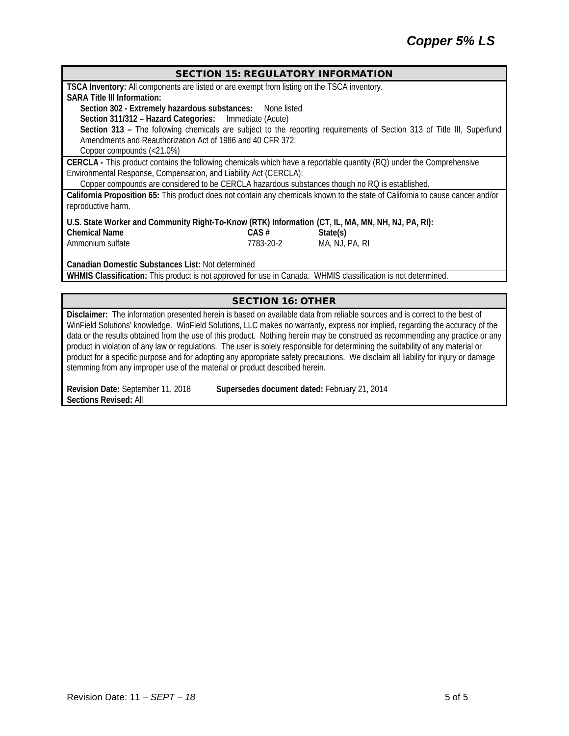## SECTION 15: REGULATORY INFORMATION

**TSCA Inventory:** All components are listed or are exempt from listing on the TSCA inventory.

**SARA Title III Information:**

**Section 302 - Extremely hazardous substances:** None listed

**Section 311/312 – Hazard Categories:** Immediate (Acute)

**Section 313 –** The following chemicals are subject to the reporting requirements of Section 313 of Title III, Superfund Amendments and Reauthorization Act of 1986 and 40 CFR 372:

Copper compounds (<21.0%)

**CERCLA -** This product contains the following chemicals which have a reportable quantity (RQ) under the Comprehensive Environmental Response, Compensation, and Liability Act (CERCLA):

Copper compounds are considered to be CERCLA hazardous substances though no RQ is established.

**California Proposition 65:** This product does not contain any chemicals known to the state of California to cause cancer and/or reproductive harm.

**U.S. State Worker and Community Right-To-Know (RTK) Information (CT, IL, MA, MN, NH, NJ, PA, RI):**

| Chemical Name | CAS # | State(s) |
|---|---|---|
| Ammonium sulfate | 7783-20-2 | MA, NJ, PA, RI |

**Canadian Domestic Substances List:** Not determined

**WHMIS Classification:** This product is not approved for use in Canada. WHMIS classification is not determined.

## SECTION 16: OTHER

**Disclaimer:** The information presented herein is based on available data from reliable sources and is correct to the best of WinField Solutions' knowledge. WinField Solutions, LLC makes no warranty, express nor implied, regarding the accuracy of the data or the results obtained from the use of this product. Nothing herein may be construed as recommending any practice or any product in violation of any law or regulations. The user is solely responsible for determining the suitability of any material or product for a specific purpose and for adopting any appropriate safety precautions. We disclaim all liability for injury or damage stemming from any improper use of the material or product described herein.

**Revision Date:** September 11, 2018 **Supersedes document dated:** February 21, 2014

**Sections Revised:** All